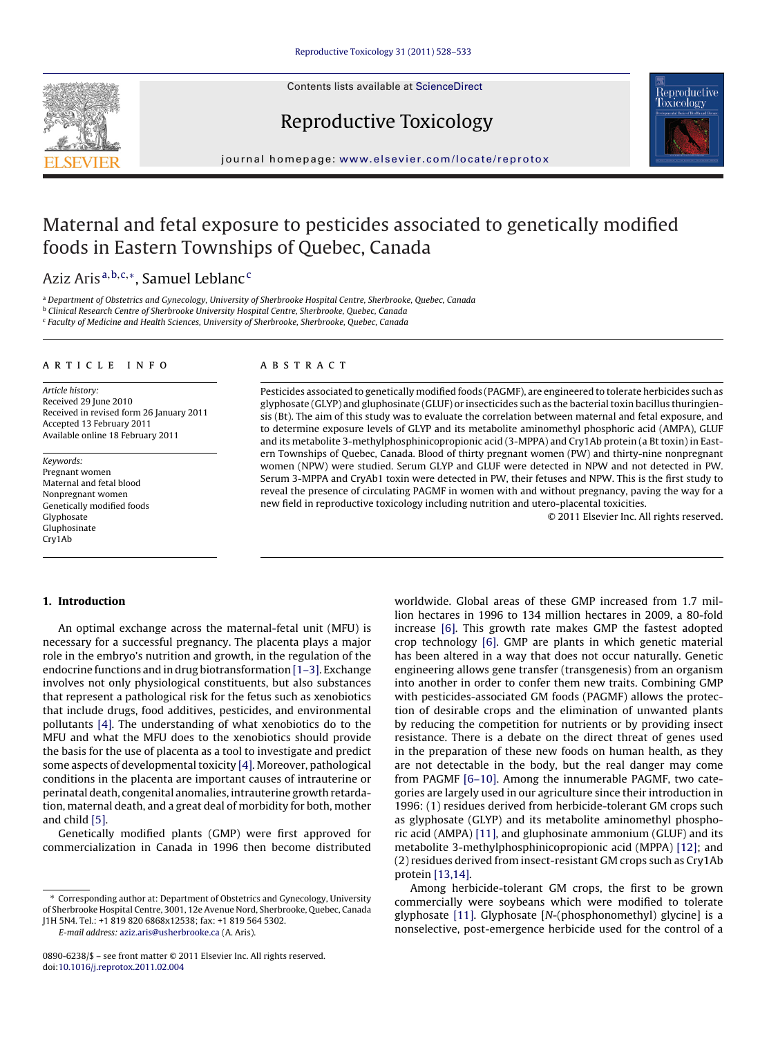# Maternal and fetal exposure to pesticides associated to genetically modified foods in Eastern Townships of Quebec, Canada

Aziz Aris[a,b,c,*], Samuel Leblanc[c]

[a] Department of Obstetrics and Gynecology, University of Sherbrooke Hospital Centre, Sherbrooke, Quebec, Canada
[b] Clinical Research Centre of Sherbrooke University Hospital Centre, Sherbrooke, Quebec, Canada
[c] Faculty of Medicine and Health Sciences, University of Sherbrooke, Sherbrooke, Quebec, Canada

**ARTICLE INFO**

*Article history:*
Received 29 June 2010
Received in revised form 26 January 2011
Accepted 13 February 2011
Available online 18 February 2011

*Keywords:*
Pregnant women
Maternal and fetal blood
Nonpregnant women
Genetically modified foods
Glyphosate
Gluphosinate
Cry1Ab

**ABSTRACT**

Pesticides associated to genetically modified foods (PAGMF), are engineered to tolerate herbicides such as glyphosate (GLYP) and gluphosinate (GLUF) or insecticides such as the bacterial toxin bacillus thuringiensis (Bt). The aim of this study was to evaluate the correlation between maternal and fetal exposure, and to determine exposure levels of GLYP and its metabolite aminomethyl phosphoric acid (AMPA), GLUF and its metabolite 3-methylphosphinicopropionic acid (3-MPPA) and Cry1Ab protein (a Bt toxin) in Eastern Townships of Quebec, Canada. Blood of thirty pregnant women (PW) and thirty-nine nonpregnant women (NPW) were studied. Serum GLYP and GLUF were detected in NPW and not detected in PW. Serum 3-MPPA and CryAb1 toxin were detected in PW, their fetuses and NPW. This is the first study to reveal the presence of circulating PAGMF in women with and without pregnancy, paving the way for a new field in reproductive toxicology including nutrition and utero-placental toxicities.

© 2011 Elsevier Inc. All rights reserved.

## 1. Introduction

An optimal exchange across the maternal-fetal unit (MFU) is necessary for a successful pregnancy. The placenta plays a major role in the embryo's nutrition and growth, in the regulation of the endocrine functions and in drug biotransformation [1–3]. Exchange involves not only physiological constituents, but also substances that represent a pathological risk for the fetus such as xenobiotics that include drugs, food additives, pesticides, and environmental pollutants [4]. The understanding of what xenobiotics do to the MFU and what the MFU does to the xenobiotics should provide the basis for the use of placenta as a tool to investigate and predict some aspects of developmental toxicity [4]. Moreover, pathological conditions in the placenta are important causes of intrauterine or perinatal death, congenital anomalies, intrauterine growth retardation, maternal death, and a great deal of morbidity for both, mother and child [5].

Genetically modified plants (GMP) were first approved for commercialization in Canada in 1996 then become distributed worldwide. Global areas of these GMP increased from 1.7 million hectares in 1996 to 134 million hectares in 2009, a 80-fold increase [6]. This growth rate makes GMP the fastest adopted crop technology [6]. GMP are plants in which genetic material has been altered in a way that does not occur naturally. Genetic engineering allows gene transfer (transgenesis) from an organism into another in order to confer them new traits. Combining GMP with pesticides-associated GM foods (PAGMF) allows the protection of desirable crops and the elimination of unwanted plants by reducing the competition for nutrients or by providing insect resistance. There is a debate on the direct threat of genes used in the preparation of these new foods on human health, as they are not detectable in the body, but the real danger may come from PAGMF [6–10]. Among the innumerable PAGMF, two categories are largely used in our agriculture since their introduction in 1996: (1) residues derived from herbicide-tolerant GM crops such as glyphosate (GLYP) and its metabolite aminomethyl phosphoric acid (AMPA) [11], and gluphosinate ammonium (GLUF) and its metabolite 3-methylphosphinicopropionic acid (MPPA) [12]; and (2) residues derived from insect-resistant GM crops such as Cry1Ab protein [13,14].

Among herbicide-tolerant GM crops, the first to be grown commercially were soybeans which were modified to tolerate glyphosate [11]. Glyphosate [*N*-(phosphonomethyl) glycine] is a nonselective, post-emergence herbicide used for the control of a

\* Corresponding author at: Department of Obstetrics and Gynecology, University of Sherbrooke Hospital Centre, 3001, 12e Avenue Nord, Sherbrooke, Quebec, Canada J1H 5N4. Tel.: +1 819 820 6868x12538; fax: +1 819 564 5302.
*E-mail address:* aziz.aris@usherbrooke.ca (A. Aris).

0890-6238/$ – see front matter © 2011 Elsevier Inc. All rights reserved.
doi:10.1016/j.reprotox.2011.02.004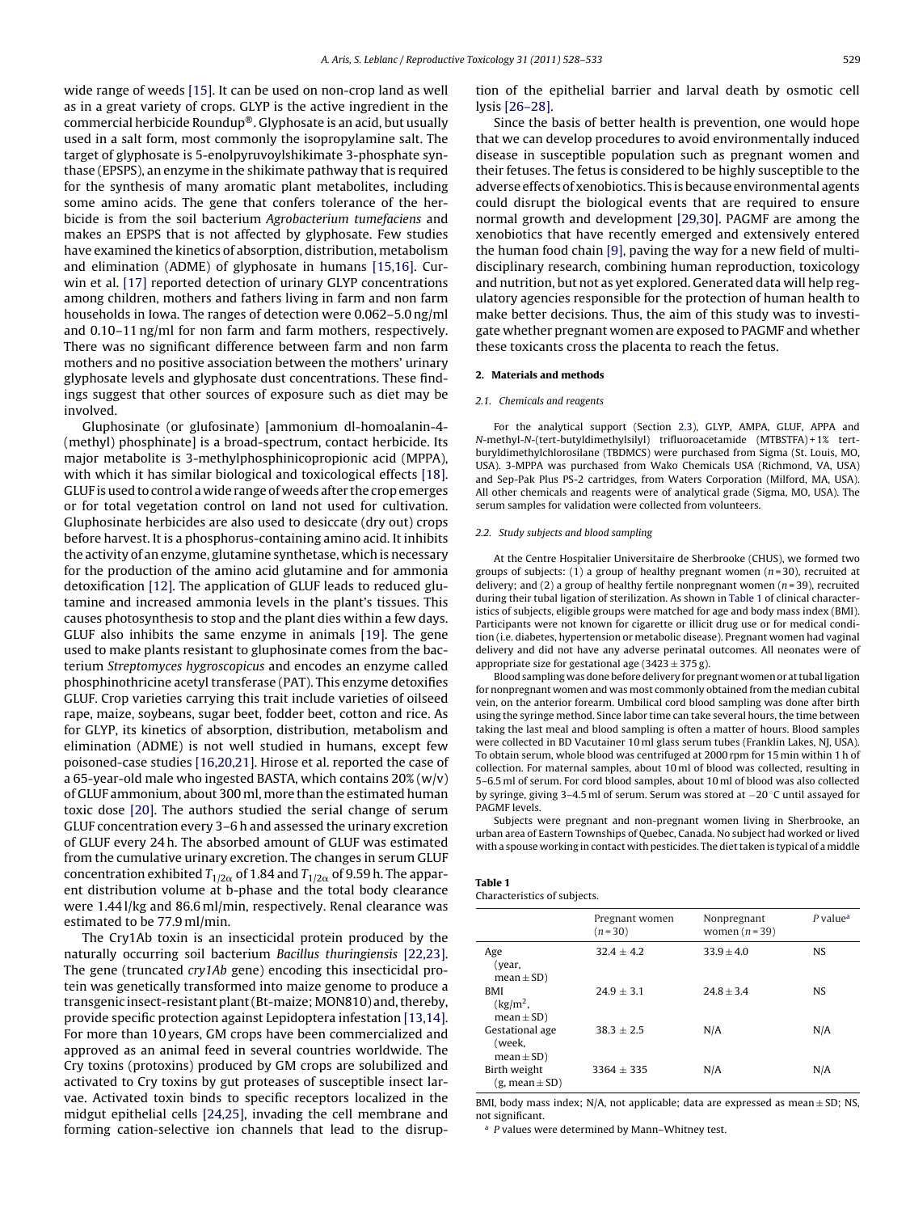wide range of weeds [15]. It can be used on non-crop land as well as in a great variety of crops. GLYP is the active ingredient in the commercial herbicide Roundup®. Glyphosate is an acid, but usually used in a salt form, most commonly the isopropylamine salt. The target of glyphosate is 5-enolpyruvoylshikimate 3-phosphate synthase (EPSPS), an enzyme in the shikimate pathway that is required for the synthesis of many aromatic plant metabolites, including some amino acids. The gene that confers tolerance of the herbicide is from the soil bacterium *Agrobacterium tumefaciens* and makes an EPSPS that is not affected by glyphosate. Few studies have examined the kinetics of absorption, distribution, metabolism and elimination (ADME) of glyphosate in humans [15,16]. Curwin et al. [17] reported detection of urinary GLYP concentrations among children, mothers and fathers living in farm and non farm households in Iowa. The ranges of detection were 0.062–5.0 ng/ml and 0.10–11 ng/ml for non farm and farm mothers, respectively. There was no significant difference between farm and non farm mothers and no positive association between the mothers' urinary glyphosate levels and glyphosate dust concentrations. These findings suggest that other sources of exposure such as diet may be involved.

Gluphosinate (or glufosinate) [ammonium dl-homoalanin-4-(methyl) phosphinate] is a broad-spectrum, contact herbicide. Its major metabolite is 3-methylphosphinicopropionic acid (MPPA), with which it has similar biological and toxicological effects [18]. GLUF is used to control a wide range of weeds after the crop emerges or for total vegetation control on land not used for cultivation. Gluphosinate herbicides are also used to desiccate (dry out) crops before harvest. It is a phosphorus-containing amino acid. It inhibits the activity of an enzyme, glutamine synthetase, which is necessary for the production of the amino acid glutamine and for ammonia detoxification [12]. The application of GLUF leads to reduced glutamine and increased ammonia levels in the plant's tissues. This causes photosynthesis to stop and the plant dies within a few days. GLUF also inhibits the same enzyme in animals [19]. The gene used to make plants resistant to gluphosinate comes from the bacterium *Streptomyces hygroscopicus* and encodes an enzyme called phosphinothricine acetyl transferase (PAT). This enzyme detoxifies GLUF. Crop varieties carrying this trait include varieties of oilseed rape, maize, soybeans, sugar beet, fodder beet, cotton and rice. As for GLYP, its kinetics of absorption, distribution, metabolism and elimination (ADME) is not well studied in humans, except few poisoned-case studies [16,20,21]. Hirose et al. reported the case of a 65-year-old male who ingested BASTA, which contains 20% (w/v) of GLUF ammonium, about 300 ml, more than the estimated human toxic dose [20]. The authors studied the serial change of serum GLUF concentration every 3–6 h and assessed the urinary excretion of GLUF every 24 h. The absorbed amount of GLUF was estimated from the cumulative urinary excretion. The changes in serum GLUF concentration exhibited $T_{1/2\alpha}$ of 1.84 and $T_{1/2\alpha}$ of 9.59 h. The apparent distribution volume at b-phase and the total body clearance were 1.44 l/kg and 86.6 ml/min, respectively. Renal clearance was estimated to be 77.9 ml/min.

The Cry1Ab toxin is an insecticidal protein produced by the naturally occurring soil bacterium *Bacillus thuringiensis* [22,23]. The gene (truncated *cry1Ab* gene) encoding this insecticidal protein was genetically transformed into maize genome to produce a transgenic insect-resistant plant (Bt-maize; MON810) and, thereby, provide specific protection against Lepidoptera infestation [13,14]. For more than 10 years, GM crops have been commercialized and approved as an animal feed in several countries worldwide. The Cry toxins (protoxins) produced by GM crops are solubilized and activated to Cry toxins by gut proteases of susceptible insect larvae. Activated toxin binds to specific receptors localized in the midgut epithelial cells [24,25], invading the cell membrane and forming cation-selective ion channels that lead to the disruption of the epithelial barrier and larval death by osmotic cell lysis [26–28].

Since the basis of better health is prevention, one would hope that we can develop procedures to avoid environmentally induced disease in susceptible population such as pregnant women and their fetuses. The fetus is considered to be highly susceptible to the adverse effects of xenobiotics. This is because environmental agents could disrupt the biological events that are required to ensure normal growth and development [29,30]. PAGMF are among the xenobiotics that have recently emerged and extensively entered the human food chain [9], paving the way for a new field of multidisciplinary research, combining human reproduction, toxicology and nutrition, but not as yet explored. Generated data will help regulatory agencies responsible for the protection of human health to make better decisions. Thus, the aim of this study was to investigate whether pregnant women are exposed to PAGMF and whether these toxicants cross the placenta to reach the fetus.

## 2. Materials and methods

### 2.1. Chemicals and reagents

For the analytical support (Section 2.3), GLYP, AMPA, GLUF, APPA and *N*-methyl-*N*-(tert-butyldimethylsilyl) trifluoroacetamide (MTBSTFA) + 1% tert-buryldimethylchlorosilane (TBDMCS) were purchased from Sigma (St. Louis, MO, USA). 3-MPPA was purchased from Wako Chemicals USA (Richmond, VA, USA) and Sep-Pak Plus PS-2 cartridges, from Waters Corporation (Milford, MA, USA). All other chemicals and reagents were of analytical grade (Sigma, MO, USA). The serum samples for validation were collected from volunteers.

### 2.2. Study subjects and blood sampling

At the Centre Hospitalier Universitaire de Sherbrooke (CHUS), we formed two groups of subjects: (1) a group of healthy pregnant women ($n$ = 30), recruited at delivery; and (2) a group of healthy fertile nonpregnant women ($n$ = 39), recruited during their tubal ligation of sterilization. As shown in Table 1 of clinical characteristics of subjects, eligible groups were matched for age and body mass index (BMI). Participants were not known for cigarette or illicit drug use or for medical condition (i.e. diabetes, hypertension or metabolic disease). Pregnant women had vaginal delivery and did not have any adverse perinatal outcomes. All neonates were of appropriate size for gestational age (3423 ± 375 g).

Blood sampling was done before delivery for pregnant women or at tubal ligation for nonpregnant women and was most commonly obtained from the median cubital vein, on the anterior forearm. Umbilical cord blood sampling was done after birth using the syringe method. Since labor time can take several hours, the time between taking the last meal and blood sampling is often a matter of hours. Blood samples were collected in BD Vacutainer 10 ml glass serum tubes (Franklin Lakes, NJ, USA). To obtain serum, whole blood was centrifuged at 2000 rpm for 15 min within 1 h of collection. For maternal samples, about 10 ml of blood was collected, resulting in 5–6.5 ml of serum. For cord blood samples, about 10 ml of blood was also collected by syringe, giving 3–4.5 ml of serum. Serum was stored at −20 °C until assayed for PAGMF levels.

Subjects were pregnant and non-pregnant women living in Sherbrooke, an urban area of Eastern Townships of Quebec, Canada. No subject had worked or lived with a spouse working in contact with pesticides. The diet taken is typical of a middle

**Table 1**
Characteristics of subjects.

| | Pregnant women ($n$ = 30) | Nonpregnant women ($n$ = 39) | P value[a] |
|---|---|---|---|
| Age (year, mean ± SD) | 32.4 ± 4.2 | 33.9 ± 4.0 | NS |
| BMI ($kg/m^2$, mean ± SD) | 24.9 ± 3.1 | 24.8 ± 3.4 | NS |
| Gestational age (week, mean ± SD) | 38.3 ± 2.5 | N/A | N/A |
| Birth weight (g, mean ± SD) | 3364 ± 335 | N/A | N/A |

BMI, body mass index; N/A, not applicable; data are expressed as mean ± SD; NS, not significant.

[a] P values were determined by Mann–Whitney test.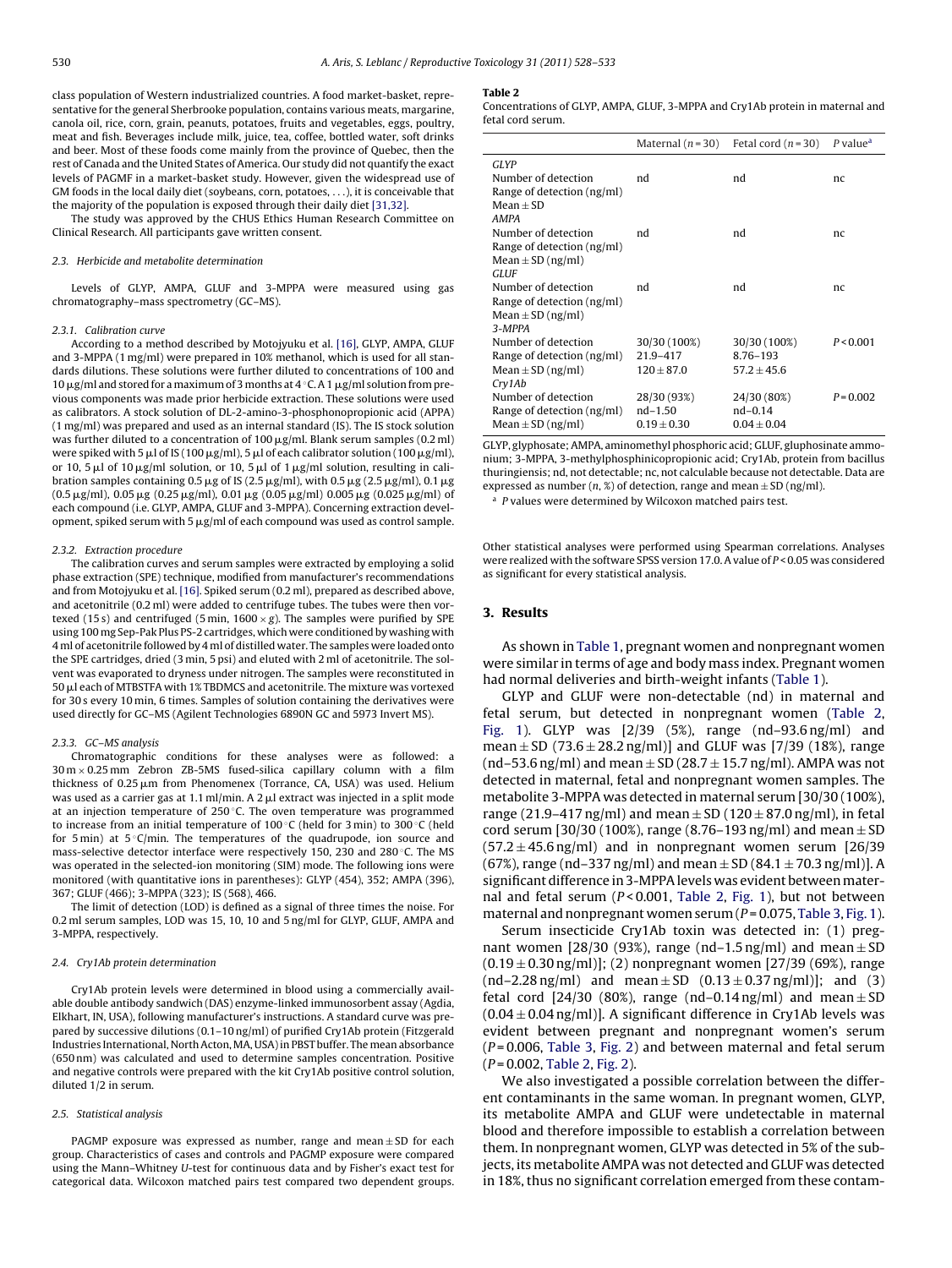class population of Western industrialized countries. A food market-basket, representative for the general Sherbrooke population, contains various meats, margarine, canola oil, rice, corn, grain, peanuts, potatoes, fruits and vegetables, eggs, poultry, meat and fish. Beverages include milk, juice, tea, coffee, bottled water, soft drinks and beer. Most of these foods come mainly from the province of Quebec, then the rest of Canada and the United States of America. Our study did not quantify the exact levels of PAGMF in a market-basket study. However, given the widespread use of GM foods in the local daily diet (soybeans, corn, potatoes, ...), it is conceivable that the majority of the population is exposed through their daily diet [31,32].

The study was approved by the CHUS Ethics Human Research Committee on Clinical Research. All participants gave written consent.

### 2.3. Herbicide and metabolite determination

Levels of GLYP, AMPA, GLUF and 3-MPPA were measured using gas chromatography–mass spectrometry (GC–MS).

#### 2.3.1. Calibration curve

According to a method described by Motojyuku et al. [16], GLYP, AMPA, GLUF and 3-MPPA (1 mg/ml) were prepared in 10% methanol, which is used for all standards dilutions. These solutions were further diluted to concentrations of 100 and 10 μg/ml and stored for a maximum of 3 months at 4 °C. A 1 μg/ml solution from previous components was made prior herbicide extraction. These solutions were used as calibrators. A stock solution of DL-2-amino-3-phosphonopropionic acid (APPA) (1 mg/ml) was prepared and used as an internal standard (IS). The IS stock solution was further diluted to a concentration of 100 μg/ml. Blank serum samples (0.2 ml) were spiked with 5 μl of IS (100 μg/ml), 5 μl of each calibrator solution (100 μg/ml), or 10, 5 μl of 10 μg/ml solution, or 10, 5 μl of 1 μg/ml solution, resulting in calibration samples containing 0.5 μg of IS (2.5 μg/ml), with 0.5 μg (2.5 μg/ml), 0.1 μg (0.5 μg/ml), 0.05 μg (0.25 μg/ml), 0.01 μg (0.05 μg/ml) 0.005 μg (0.025 μg/ml) of each compound (i.e. GLYP, AMPA, GLUF and 3-MPPA). Concerning extraction development, spiked serum with 5 μg/ml of each compound was used as control sample.

#### 2.3.2. Extraction procedure

The calibration curves and serum samples were extracted by employing a solid phase extraction (SPE) technique, modified from manufacturer's recommendations and from Motojyuku et al. [16]. Spiked serum (0.2 ml), prepared as described above, and acetonitrile (0.2 ml) were added to centrifuge tubes. The tubes were then vortexed (15 s) and centrifuged (5 min, 1600 × g). The samples were purified by SPE using 100 mg Sep-Pak Plus PS-2 cartridges, which were conditioned by washing with 4 ml of acetonitrile followed by 4 ml of distilled water. The samples were loaded onto the SPE cartridges, dried (3 min, 5 psi) and eluted with 2 ml of acetonitrile. The solvent was evaporated to dryness under nitrogen. The samples were reconstituted in 50 μl each of MTBSTFA with 1% TBDMCS and acetonitrile. The mixture was vortexed for 30 s every 10 min, 6 times. Samples of solution containing the derivatives were used directly for GC–MS (Agilent Technologies 6890N GC and 5973 Invert MS).

#### 2.3.3. GC–MS analysis

Chromatographic conditions for these analyses were as followed: a 30 m × 0.25 mm Zebron ZB-5MS fused-silica capillary column with a film thickness of 0.25 μm from Phenomenex (Torrance, CA, USA) was used. Helium was used as a carrier gas at 1.1 ml/min. A 2 μl extract was injected in a split mode at an injection temperature of 250 °C. The oven temperature was programmed to increase from an initial temperature of 100 °C (held for 3 min) to 300 °C (held for 5 min) at 5 °C/min. The temperatures of the quadrupode, ion source and mass-selective detector interface were respectively 150, 230 and 280 °C. The MS was operated in the selected-ion monitoring (SIM) mode. The following ions were monitored (with quantitative ions in parentheses): GLYP (454), 352; AMPA (396), 367; GLUF (466); 3-MPPA (323); IS (568), 466.

The limit of detection (LOD) is defined as a signal of three times the noise. For 0.2 ml serum samples, LOD was 15, 10, 10 and 5 ng/ml for GLYP, GLUF, AMPA and 3-MPPA, respectively.

### 2.4. Cry1Ab protein determination

Cry1Ab protein levels were determined in blood using a commercially available double antibody sandwich (DAS) enzyme-linked immunosorbent assay (Agdia, Elkhart, IN, USA), following manufacturer's instructions. A standard curve was prepared by successive dilutions (0.1–10 ng/ml) of purified Cry1Ab protein (Fitzgerald Industries International, North Acton, MA, USA) in PBST buffer. The mean absorbance (650 nm) was calculated and used to determine samples concentration. Positive and negative controls were prepared with the kit Cry1Ab positive control solution, diluted 1/2 in serum.

### 2.5. Statistical analysis

PAGMP exposure was expressed as number, range and mean ± SD for each group. Characteristics of cases and controls and PAGMP exposure were compared using the Mann–Whitney U-test for continuous data and by Fisher's exact test for categorical data. Wilcoxon matched pairs test compared two dependent groups. Other statistical analyses were performed using Spearman correlations. Analyses were realized with the software SPSS version 17.0. A value of $P < 0.05$ was considered as significant for every statistical analysis.

**Table 2**
Concentrations of GLYP, AMPA, GLUF, 3-MPPA and Cry1Ab protein in maternal and fetal cord serum.

| | Maternal (n = 30) | Fetal cord (n = 30) | P value[a] |
|---|---|---|---|
| *GLYP* | | | |
| Number of detection | nd | nd | nc |
| Range of detection (ng/ml) | | | |
| Mean ± SD | | | |
| *AMPA* | | | |
| Number of detection | nd | nd | nc |
| Range of detection (ng/ml) | | | |
| Mean ± SD (ng/ml) | | | |
| *GLUF* | | | |
| Number of detection | nd | nd | nc |
| Range of detection (ng/ml) | | | |
| Mean ± SD (ng/ml) | | | |
| *3-MPPA* | | | |
| Number of detection | 30/30 (100%) | 30/30 (100%) | $P < 0.001$ |
| Range of detection (ng/ml) | 21.9–417 | 8.76–193 | |
| Mean ± SD (ng/ml) | 120 ± 87.0 | 57.2 ± 45.6 | |
| *Cry1Ab* | | | |
| Number of detection | 28/30 (93%) | 24/30 (80%) | $P = 0.002$ |
| Range of detection (ng/ml) | nd–1.50 | nd–0.14 | |
| Mean ± SD (ng/ml) | 0.19 ± 0.30 | 0.04 ± 0.04 | |

GLYP, glyphosate; AMPA, aminomethyl phosphoric acid; GLUF, gluphosinate ammonium; 3-MPPA, 3-methylphosphinicopropionic acid; Cry1Ab, protein from bacillus thuringiensis; nd, not detectable; nc, not calculable because not detectable. Data are expressed as number (n, %) of detection, range and mean ± SD (ng/ml).

[a] P values were determined by Wilcoxon matched pairs test.

## 3. Results

As shown in Table 1, pregnant women and nonpregnant women were similar in terms of age and body mass index. Pregnant women had normal deliveries and birth-weight infants (Table 1).

GLYP and GLUF were non-detectable (nd) in maternal and fetal serum, but detected in nonpregnant women (Table 2, Fig. 1). GLYP was [2/39 (5%), range (nd–93.6 ng/ml) and mean ± SD (73.6 ± 28.2 ng/ml)] and GLUF was [7/39 (18%), range (nd–53.6 ng/ml) and mean ± SD (28.7 ± 15.7 ng/ml). AMPA was not detected in maternal, fetal and nonpregnant women samples. The metabolite 3-MPPA was detected in maternal serum [30/30 (100%), range (21.9–417 ng/ml) and mean ± SD (120 ± 87.0 ng/ml)], in fetal cord serum [30/30 (100%), range (8.76–193 ng/ml) and mean ± SD (57.2 ± 45.6 ng/ml) and in nonpregnant women serum [26/39 (67%), range (nd–337 ng/ml) and mean ± SD (84.1 ± 70.3 ng/ml)]. A significant difference in 3-MPPA levels was evident between maternal and fetal serum ($P < 0.001$, Table 2, Fig. 1), but not between maternal and nonpregnant women serum ($P = 0.075$, Table 3, Fig. 1).

Serum insecticide Cry1Ab toxin was detected in: (1) pregnant women [28/30 (93%), range (nd–1.5 ng/ml) and mean ± SD (0.19 ± 0.30 ng/ml)]; (2) nonpregnant women [27/39 (69%), range (nd–2.28 ng/ml) and mean ± SD (0.13 ± 0.37 ng/ml)]; and (3) fetal cord [24/30 (80%), range (nd–0.14 ng/ml) and mean ± SD (0.04 ± 0.04 ng/ml)]. A significant difference in Cry1Ab levels was evident between pregnant and nonpregnant women's serum ($P = 0.006$, Table 3, Fig. 2) and between maternal and fetal serum ($P = 0.002$, Table 2, Fig. 2).

We also investigated a possible correlation between the different contaminants in the same woman. In pregnant women, GLYP, its metabolite AMPA and GLUF were undetectable in maternal blood and therefore impossible to establish a correlation between them. In nonpregnant women, GLYP was detected in 5% of the subjects, its metabolite AMPA was not detected and GLUF was detected in 18%, thus no significant correlation emerged from these contam-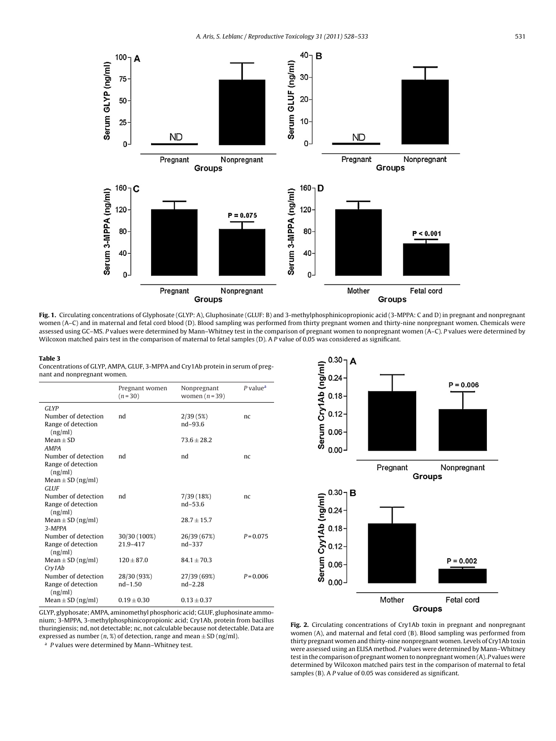**Fig. 1.** Circulating concentrations of Glyphosate (GLYP: A), Gluphosinate (GLUF: B) and 3-methylphosphinicopropionic acid (3-MPPA: C and D) in pregnant and nonpregnant women (A–C) and in maternal and fetal cord blood (D). Blood sampling was performed from thirty pregnant women and thirty-nine nonpregnant women. Chemicals were assessed using GC–MS. *P* values were determined by Mann–Whitney test in the comparison of pregnant women to nonpregnant women (A–C). *P* values were determined by Wilcoxon matched pairs test in the comparison of maternal to fetal samples (D). A *P* value of 0.05 was considered as significant.

**Table 3**
Concentrations of GLYP, AMPA, GLUF, 3-MPPA and Cry1Ab protein in serum of pregnant and nonpregnant women.

| | Pregnant women ($n$ = 30) | Nonpregnant women ($n$ = 39) | *P* value[a] |
|---|---|---|---|
| *GLYP* | | | |
| Number of detection | nd | 2/39 (5%) | nc |
| Range of detection (ng/ml) | | nd–93.6 | |
| Mean ± SD | | 73.6 ± 28.2 | |
| *AMPA* | | | |
| Number of detection | nd | nd | nc |
| Range of detection (ng/ml) | | | |
| Mean ± SD (ng/ml) | | | |
| *GLUF* | | | |
| Number of detection | nd | 7/39 (18%) | nc |
| Range of detection (ng/ml) | | nd–53.6 | |
| Mean ± SD (ng/ml) | | 28.7 ± 15.7 | |
| *3-MPPA* | | | |
| Number of detection | 30/30 (100%) | 26/39 (67%) | *P* = 0.075 |
| Range of detection (ng/ml) | 21.9–417 | nd–337 | |
| Mean ± SD (ng/ml) | 120 ± 87.0 | 84.1 ± 70.3 | |
| *Cry1Ab* | | | |
| Number of detection | 28/30 (93%) | 27/39 (69%) | *P* = 0.006 |
| Range of detection (ng/ml) | nd–1.50 | nd–2.28 | |
| Mean ± SD (ng/ml) | 0.19 ± 0.30 | 0.13 ± 0.37 | |

GLYP, glyphosate; AMPA, aminomethyl phosphoric acid; GLUF, gluphosinate ammonium; 3-MPPA, 3-methylphosphinicopropionic acid; Cry1Ab, protein from bacillus thuringiensis; nd, not detectable; nc, not calculable because not detectable. Data are expressed as number ($n$, %) of detection, range and mean ± SD (ng/ml).

[a] *P* values were determined by Mann–Whitney test.

**Fig. 2.** Circulating concentrations of Cry1Ab toxin in pregnant and nonpregnant women (A), and maternal and fetal cord (B). Blood sampling was performed from thirty pregnant women and thirty-nine nonpregnant women. Levels of Cry1Ab toxin were assessed using an ELISA method. *P* values were determined by Mann–Whitney test in the comparison of pregnant women to nonpregnant women (A). *P* values were determined by Wilcoxon matched pairs test in the comparison of maternal to fetal samples (B). A *P* value of 0.05 was considered as significant.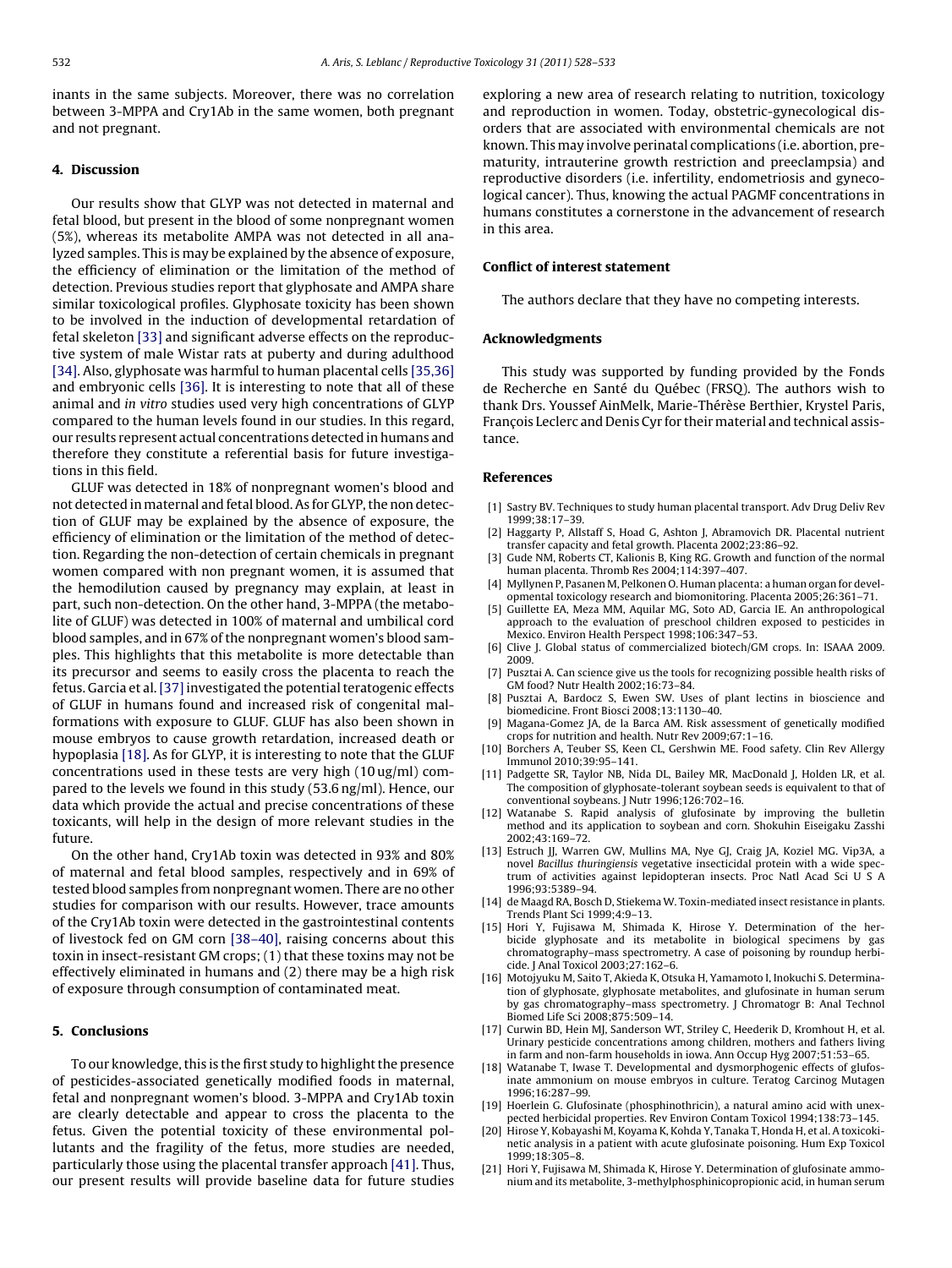inants in the same subjects. Moreover, there was no correlation between 3-MPPA and Cry1Ab in the same women, both pregnant and not pregnant.

## 4. Discussion

Our results show that GLYP was not detected in maternal and fetal blood, but present in the blood of some nonpregnant women (5%), whereas its metabolite AMPA was not detected in all analyzed samples. This is may be explained by the absence of exposure, the efficiency of elimination or the limitation of the method of detection. Previous studies report that glyphosate and AMPA share similar toxicological profiles. Glyphosate toxicity has been shown to be involved in the induction of developmental retardation of fetal skeleton [33] and significant adverse effects on the reproductive system of male Wistar rats at puberty and during adulthood [34]. Also, glyphosate was harmful to human placental cells [35,36] and embryonic cells [36]. It is interesting to note that all of these animal and *in vitro* studies used very high concentrations of GLYP compared to the human levels found in our studies. In this regard, our results represent actual concentrations detected in humans and therefore they constitute a referential basis for future investigations in this field.

GLUF was detected in 18% of nonpregnant women's blood and not detected in maternal and fetal blood. As for GLYP, the non detection of GLUF may be explained by the absence of exposure, the efficiency of elimination or the limitation of the method of detection. Regarding the non-detection of certain chemicals in pregnant women compared with non pregnant women, it is assumed that the hemodilution caused by pregnancy may explain, at least in part, such non-detection. On the other hand, 3-MPPA (the metabolite of GLUF) was detected in 100% of maternal and umbilical cord blood samples, and in 67% of the nonpregnant women's blood samples. This highlights that this metabolite is more detectable than its precursor and seems to easily cross the placenta to reach the fetus. Garcia et al. [37] investigated the potential teratogenic effects of GLUF in humans found and increased risk of congenital malformations with exposure to GLUF. GLUF has also been shown in mouse embryos to cause growth retardation, increased death or hypoplasia [18]. As for GLYP, it is interesting to note that the GLUF concentrations used in these tests are very high (10 ug/ml) compared to the levels we found in this study (53.6 ng/ml). Hence, our data which provide the actual and precise concentrations of these toxicants, will help in the design of more relevant studies in the future.

On the other hand, Cry1Ab toxin was detected in 93% and 80% of maternal and fetal blood samples, respectively and in 69% of tested blood samples from nonpregnant women. There are no other studies for comparison with our results. However, trace amounts of the Cry1Ab toxin were detected in the gastrointestinal contents of livestock fed on GM corn [38–40], raising concerns about this toxin in insect-resistant GM crops; (1) that these toxins may not be effectively eliminated in humans and (2) there may be a high risk of exposure through consumption of contaminated meat.

## 5. Conclusions

To our knowledge, this is the first study to highlight the presence of pesticides-associated genetically modified foods in maternal, fetal and nonpregnant women's blood. 3-MPPA and Cry1Ab toxin are clearly detectable and appear to cross the placenta to the fetus. Given the potential toxicity of these environmental pollutants and the fragility of the fetus, more studies are needed, particularly those using the placental transfer approach [41]. Thus, our present results will provide baseline data for future studies exploring a new area of research relating to nutrition, toxicology and reproduction in women. Today, obstetric-gynecological disorders that are associated with environmental chemicals are not known. This may involve perinatal complications (i.e. abortion, prematurity, intrauterine growth restriction and preeclampsia) and reproductive disorders (i.e. infertility, endometriosis and gynecological cancer). Thus, knowing the actual PAGMF concentrations in humans constitutes a cornerstone in the advancement of research in this area.

## Conflict of interest statement

The authors declare that they have no competing interests.

## Acknowledgments

This study was supported by funding provided by the Fonds de Recherche en Santé du Québec (FRSQ). The authors wish to thank Drs. Youssef AinMelk, Marie-Thérèse Berthier, Krystel Paris, François Leclerc and Denis Cyr for their material and technical assistance.

## References

[1] Sastry BV. Techniques to study human placental transport. Adv Drug Deliv Rev 1999;38:17–39.
[2] Haggarty P, Allstaff S, Hoad G, Ashton J, Abramovich DR. Placental nutrient transfer capacity and fetal growth. Placenta 2002;23:86–92.
[3] Gude NM, Roberts CT, Kalionis B, King RG. Growth and function of the normal human placenta. Thromb Res 2004;114:397–407.
[4] Myllynen P, Pasanen M, Pelkonen O. Human placenta: a human organ for developmental toxicology research and biomonitoring. Placenta 2005;26:361–71.
[5] Guillette EA, Meza MM, Aquilar MG, Soto AD, Garcia IE. An anthropological approach to the evaluation of preschool children exposed to pesticides in Mexico. Environ Health Perspect 1998;106:347–53.
[6] Clive J. Global status of commercialized biotech/GM crops. In: ISAAA 2009. 2009.
[7] Pusztai A. Can science give us the tools for recognizing possible health risks of GM food? Nutr Health 2002;16:73–84.
[8] Pusztai A, Bardocz S, Ewen SW. Uses of plant lectins in bioscience and biomedicine. Front Biosci 2008;13:1130–40.
[9] Magana-Gomez JA, de la Barca AM. Risk assessment of genetically modified crops for nutrition and health. Nutr Rev 2009;67:1–16.
[10] Borchers A, Teuber SS, Keen CL, Gershwin ME. Food safety. Clin Rev Allergy Immunol 2010;39:95–141.
[11] Padgette SR, Taylor NB, Nida DL, Bailey MR, MacDonald J, Holden LR, et al. The composition of glyphosate-tolerant soybean seeds is equivalent to that of conventional soybeans. J Nutr 1996;126:702–16.
[12] Watanabe S. Rapid analysis of glufosinate by improving the bulletin method and its application to soybean and corn. Shokuhin Eiseigaku Zasshi 2002;43:169–72.
[13] Estruch JJ, Warren GW, Mullins MA, Nye GJ, Craig JA, Koziel MG. Vip3A, a novel *Bacillus thuringiensis* vegetative insecticidal protein with a wide spectrum of activities against lepidopteran insects. Proc Natl Acad Sci U S A 1996;93:5389–94.
[14] de Maagd RA, Bosch D, Stiekema W. Toxin-mediated insect resistance in plants. Trends Plant Sci 1999;4:9–13.
[15] Hori Y, Fujisawa M, Shimada K, Hirose Y. Determination of the herbicide glyphosate and its metabolite in biological specimens by gas chromatography–mass spectrometry. A case of poisoning by roundup herbicide. J Anal Toxicol 2003;27:162–6.
[16] Motojyuku M, Saito T, Akieda K, Otsuka H, Yamamoto I, Inokuchi S. Determination of glyphosate, glyphosate metabolites, and glufosinate in human serum by gas chromatography–mass spectrometry. J Chromatogr B: Anal Technol Biomed Life Sci 2008;875:509–14.
[17] Curwin BD, Hein MJ, Sanderson WT, Striley C, Heederik D, Kromhout H, et al. Urinary pesticide concentrations among children, mothers and fathers living in farm and non-farm households in iowa. Ann Occup Hyg 2007;51:53–65.
[18] Watanabe T, Iwase T. Developmental and dysmorphogenic effects of glufosinate ammonium on mouse embryos in culture. Teratog Carcinog Mutagen 1996;16:287–99.
[19] Hoerlein G. Glufosinate (phosphinothricin), a natural amino acid with unexpected herbicidal properties. Rev Environ Contam Toxicol 1994;138:73–145.
[20] Hirose Y, Kobayashi M, Koyama K, Kohda Y, Tanaka T, Honda H, et al. A toxicokinetic analysis in a patient with acute glufosinate poisoning. Hum Exp Toxicol 1999;18:305–8.
[21] Hori Y, Fujisawa M, Shimada K, Hirose Y. Determination of glufosinate ammonium and its metabolite, 3-methylphosphinicopropionic acid, in human serum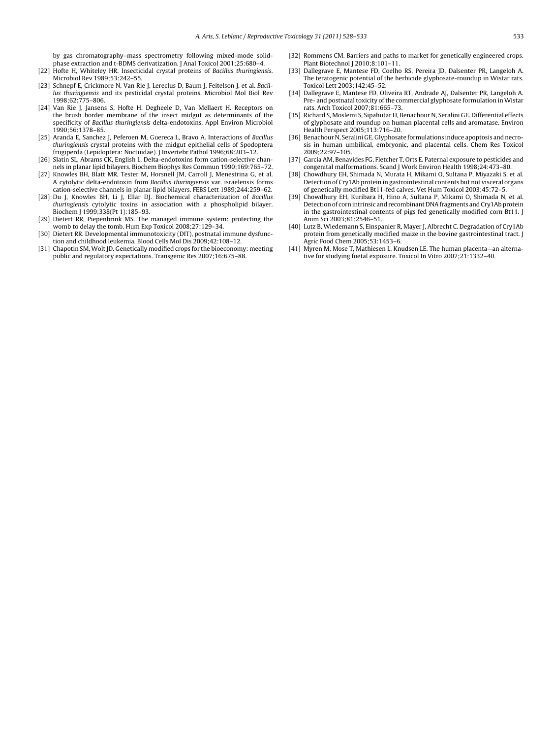by gas chromatography–mass spectrometry following mixed-mode solid-phase extraction and t-BDMS derivatization. J Anal Toxicol 2001;25:680–4.

[22] Hofte H, Whiteley HR. Insecticidal crystal proteins of *Bacillus thuringiensis*. Microbiol Rev 1989;53:242–55.

[23] Schnepf E, Crickmore N, Van Rie J, Lereclus D, Baum J, Feitelson J, et al. *Bacillus thuringiensis* and its pesticidal crystal proteins. Microbiol Mol Biol Rev 1998;62:775–806.

[24] Van Rie J, Jansens S, Hofte H, Degheele D, Van Mellaert H. Receptors on the brush border membrane of the insect midgut as determinants of the specificity of *Bacillus thuringiensis* delta-endotoxins. Appl Environ Microbiol 1990;56:1378–85.

[25] Aranda E, Sanchez J, Peferoen M, Guereca L, Bravo A. Interactions of *Bacillus thuringiensis* crystal proteins with the midgut epithelial cells of Spodoptera frugiperda (Lepidoptera: Noctuidae). J Invertebr Pathol 1996;68:203–12.

[26] Slatin SL, Abrams CK, English L. Delta-endotoxins form cation-selective channels in planar lipid bilayers. Biochem Biophys Res Commun 1990;169:765–72.

[27] Knowles BH, Blatt MR, Tester M, Horsnell JM, Carroll J, Menestrina G, et al. A cytolytic delta-endotoxin from *Bacillus thuringiensis* var. israelensis forms cation-selective channels in planar lipid bilayers. FEBS Lett 1989;244:259–62.

[28] Du J, Knowles BH, Li J, Ellar DJ. Biochemical characterization of *Bacillus thuringiensis* cytolytic toxins in association with a phospholipid bilayer. Biochem J 1999;338(Pt 1):185–93.

[29] Dietert RR, Piepenbrink MS. The managed immune system: protecting the womb to delay the tomb. Hum Exp Toxicol 2008;27:129–34.

[30] Dietert RR. Developmental immunotoxicity (DIT), postnatal immune dysfunction and childhood leukemia. Blood Cells Mol Dis 2009;42:108–12.

[31] Chapotin SM, Wolt JD. Genetically modified crops for the bioeconomy: meeting public and regulatory expectations. Transgenic Res 2007;16:675–88.

[32] Rommens CM. Barriers and paths to market for genetically engineered crops. Plant Biotechnol J 2010;8:101–11.

[33] Dallegrave E, Mantese FD, Coelho RS, Pereira JD, Dalsenter PR, Langeloh A. The teratogenic potential of the herbicide glyphosate-roundup in Wistar rats. Toxicol Lett 2003;142:45–52.

[34] Dallegrave E, Mantese FD, Oliveira RT, Andrade AJ, Dalsenter PR, Langeloh A. Pre- and postnatal toxicity of the commercial glyphosate formulation in Wistar rats. Arch Toxicol 2007;81:665–73.

[35] Richard S, Moslemi S, Sipahutar H, Benachour N, Seralini GE. Differential effects of glyphosate and roundup on human placental cells and aromatase. Environ Health Perspect 2005;113:716–20.

[36] Benachour N, Seralini GE. Glyphosate formulations induce apoptosis and necrosis in human umbilical, embryonic, and placental cells. Chem Res Toxicol 2009;22:97–105.

[37] Garcia AM, Benavides FG, Fletcher T, Orts E. Paternal exposure to pesticides and congenital malformations. Scand J Work Environ Health 1998;24:473–80.

[38] Chowdhury EH, Shimada N, Murata H, Mikami O, Sultana P, Miyazaki S, et al. Detection of Cry1Ab protein in gastrointestinal contents but not visceral organs of genetically modified Bt11-fed calves. Vet Hum Toxicol 2003;45:72–5.

[39] Chowdhury EH, Kuribara H, Hino A, Sultana P, Mikami O, Shimada N, et al. Detection of corn intrinsic and recombinant DNA fragments and Cry1Ab protein in the gastrointestinal contents of pigs fed genetically modified corn Bt11. J Anim Sci 2003;81:2546–51.

[40] Lutz B, Wiedemann S, Einspanier R, Mayer J, Albrecht C. Degradation of Cry1Ab protein from genetically modified maize in the bovine gastrointestinal tract. J Agric Food Chem 2005;53:1453–6.

[41] Myren M, Mose T, Mathiesen L, Knudsen LE. The human placenta—an alternative for studying foetal exposure. Toxicol In Vitro 2007;21:1332–40.